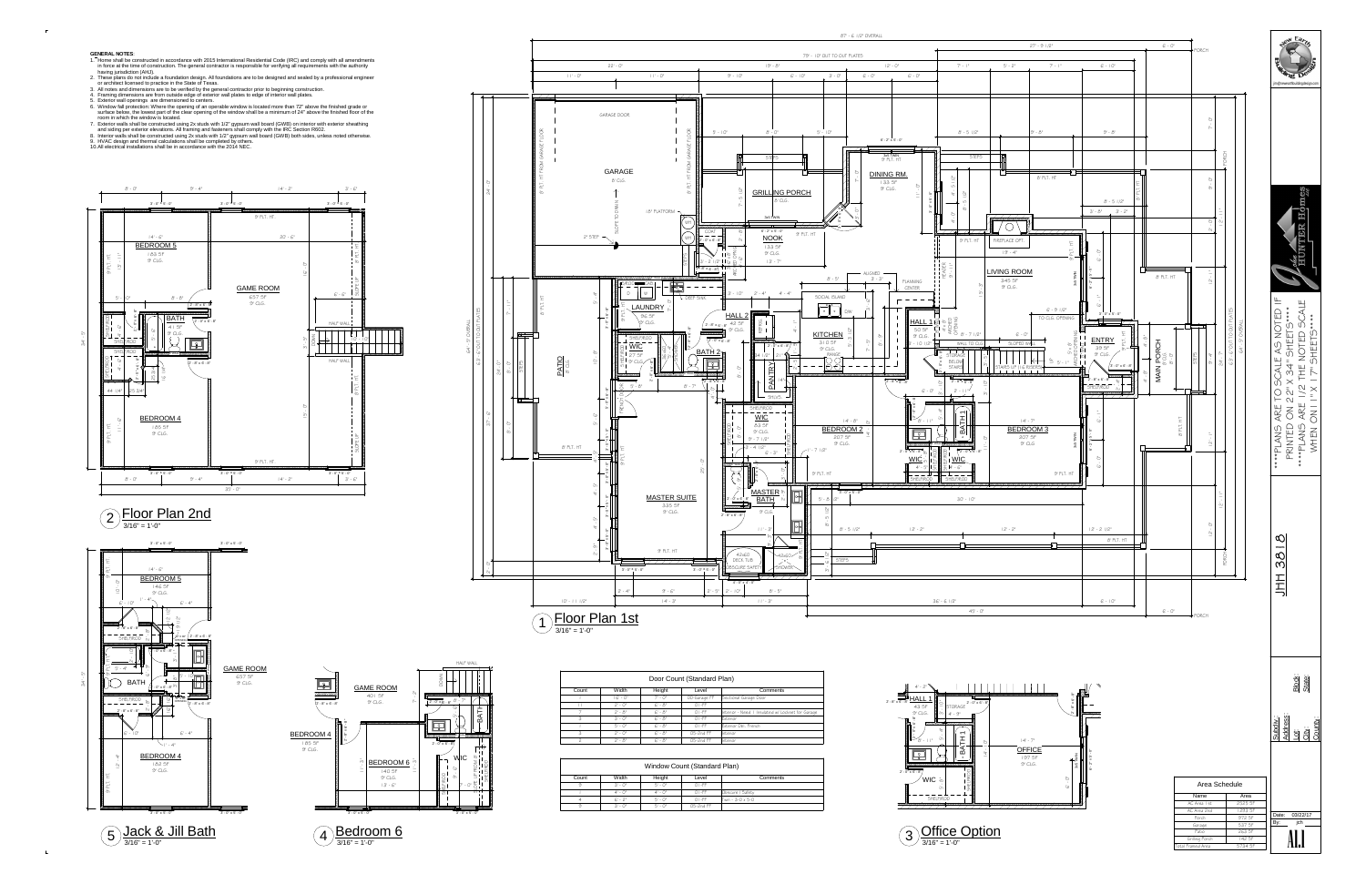**GENERAL NOTES**:

1. Home shall be constructed in accordance with 2015 International Residential Code (IRC) and comply with all amendments in force at the time of construction. The general contractor is responsible for verifying all requirements with the authority having jurisdiction (AHJ).
2. These plans do not include a foundation design. All foundations are to be designed and sealed by a professional engineer or architect licensed to practice in the State of Texas.
3. All notes and dimensions are to be verified by the general contractor prior to beginning construction.
4. Framing dimensions are from outside edge of exterior wall plates to edge of interior wall plates.
5. Exterior wall openings are dimensioned to centers.
6. Window fall protection: Where the opening of an operable window is located more than 72" above the finished grade or surface below, the lowest part of the clear opening of the window shall be a minimum of 24" above the finished floor of the room in which the window is located.
7. Exterior walls shall be constructed using 2x studs with 1/2" gypsum wall board (GWB) on interior with exterior sheathing and siding per exterior elevations. All framing and fasteners shall comply with the IRC Section R602.
8. Interior walls shall be constructed using 2x studs with 1/2" gypsum wall board (GWB) both sides, unless noted otherwise.
9. HVAC design and thermal calculations shall be completed by others.
10. All electrical installations shall be in accordance with the 2014 NEC.

1 Floor Plan 1st
3/16" = 1'-0"

2 Floor Plan 2nd
3/16" = 1'-0"

3 Office Option
3/16" = 1'-0"

4 Bedroom 6
3/16" = 1'-0"

5 Jack & Jill Bath
3/16" = 1'-0"

**Door Count (Standard Plan)**

| Count | Width | Height | Level | Comments |
|---|---|---|---|---|
| 1 | 16' - 0" | 7' - 0" | 00-Garage FF | Sectional Garage Door |
| 11 | 2' - 0" | 6' - 8" | 01-FF | |
| 7 | 2' - 8" | 6' - 8" | 01-FF | Interior - Need 1 Insulated w/ Lockset for Garage |
| 3 | 3' - 0" | 6' - 8" | 01-FF | Exterior |
| 1 | 5' - 0" | 6' - 8" | 01-FF | Exterior Dbl. French |
| 3 | 2' - 0" | 6' - 8" | 05-2nd FF | Interior |
| 2 | 2' - 8" | 6' - 8" | 05-2nd FF | Interior |

**Window Count (Standard Plan)**

| Count | Width | Height | Level | Comments |
|---|---|---|---|---|
| 1 | 2' - 0" | 5' - 0" | 01-FF | |
| 1 | 4' - 0" | 4' - 0" | 01-FF | Obscure / Safety |
| 4 | 6' - 2" | 5' - 0" | 01-FF | Twin - 3-0 x 5-0 |
| 5 | 3' - 0" | 5' - 0" | 05-2nd FF | |

**Area Schedule**

| Name | Area |
|---|---|
| AC Area 1st | 2543 SF |
| AC Area 2nd | 1253 SF |
| Porch | 972 SF |
| Garage | 537 SF |
| Patio | 265 SF |
| Grilling Porch | 142 SF |
| Total Framed Area | 5734 SF |

\*\*\*PLANS ARE TO SCALE AS NOTED IF PRINTED ON 22" X 34" SHEETS\*\*\*
\*\*\*PLANS ARE 1/2 THE NOTED SCALE WHEN ON 11" X 17" SHEETS\*\*\*

JHH 3818

Subdiv.:
Address:
Lot:
City:
County:
Block:
Sqaw:

Date: 03/22/17
By: jch

A1.1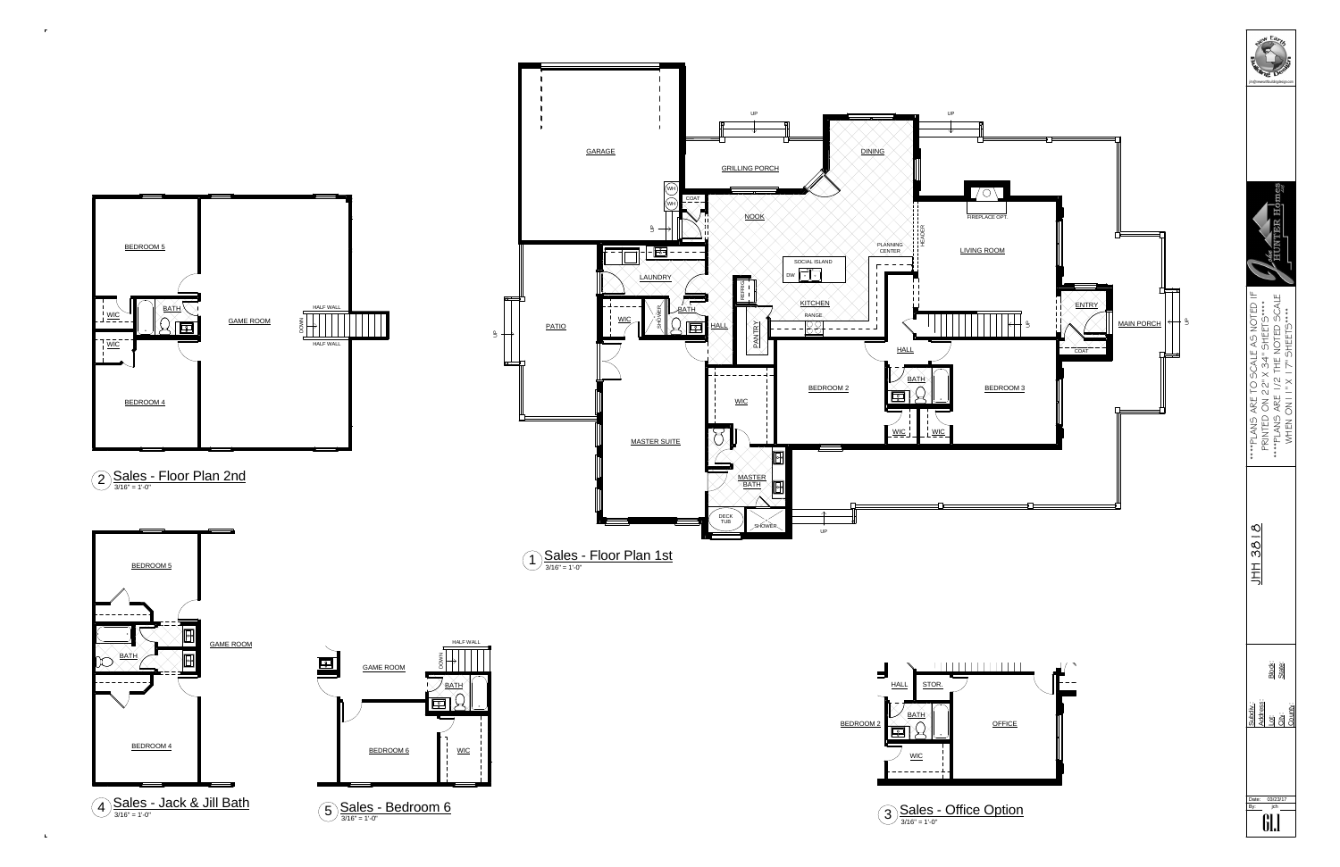## 1 Sales - Floor Plan 1st

3/16" = 1'-0"

GARAGE

GRILLING PORCH

DINING

UP

UP

WH

WH

COAT

NOOK

PLANNING CENTER

HEADER

FIREPLACE OPT.

LIVING ROOM

SOCIAL ISLAND

DW

KITCHEN

RANGE

REFRIG.

PANTRY

LAUNDRY

PATIO

WIC

SHOWER

BATH

HALL

ENTRY

COAT

MAIN PORCH

HALL

BATH

BEDROOM 2

BEDROOM 3

WIC

WIC

WIC

MASTER SUITE

MASTER BATH

DECK TUB

SHOWER

UP

## 2 Sales - Floor Plan 2nd

3/16" = 1'-0"

BEDROOM 5

WIC

BATH

WIC

GAME ROOM

HALF WALL

DOWN

HALF WALL

BEDROOM 4

## 3 Sales - Office Option

3/16" = 1'-0"

HALL

STOR.

BEDROOM 2

BATH

OFFICE

WIC

## 4 Sales - Jack & Jill Bath

3/16" = 1'-0"

BEDROOM 5

GAME ROOM

BATH

BEDROOM 4

## 5 Sales - Bedroom 6

3/16" = 1'-0"

GAME ROOM

HALF WALL

DOWN

BATH

BEDROOM 6

WIC

---

New Earth Building Design

John Hunter Homes

\*\*\*PLANS ARE TO SCALE AS NOTED IF PRINTED ON 22" X 34" SHEETS\*\*\*\*

\*\*\*PLANS ARE 1/2 THE NOTED SCALE WHEN ON 11" X 17" SHEETS\*\*\*

JHH 3818

Subdiv:
Address:
Lot:
City:
County:

Block:
State:

Date: 03/23/17
By: jch

G1.1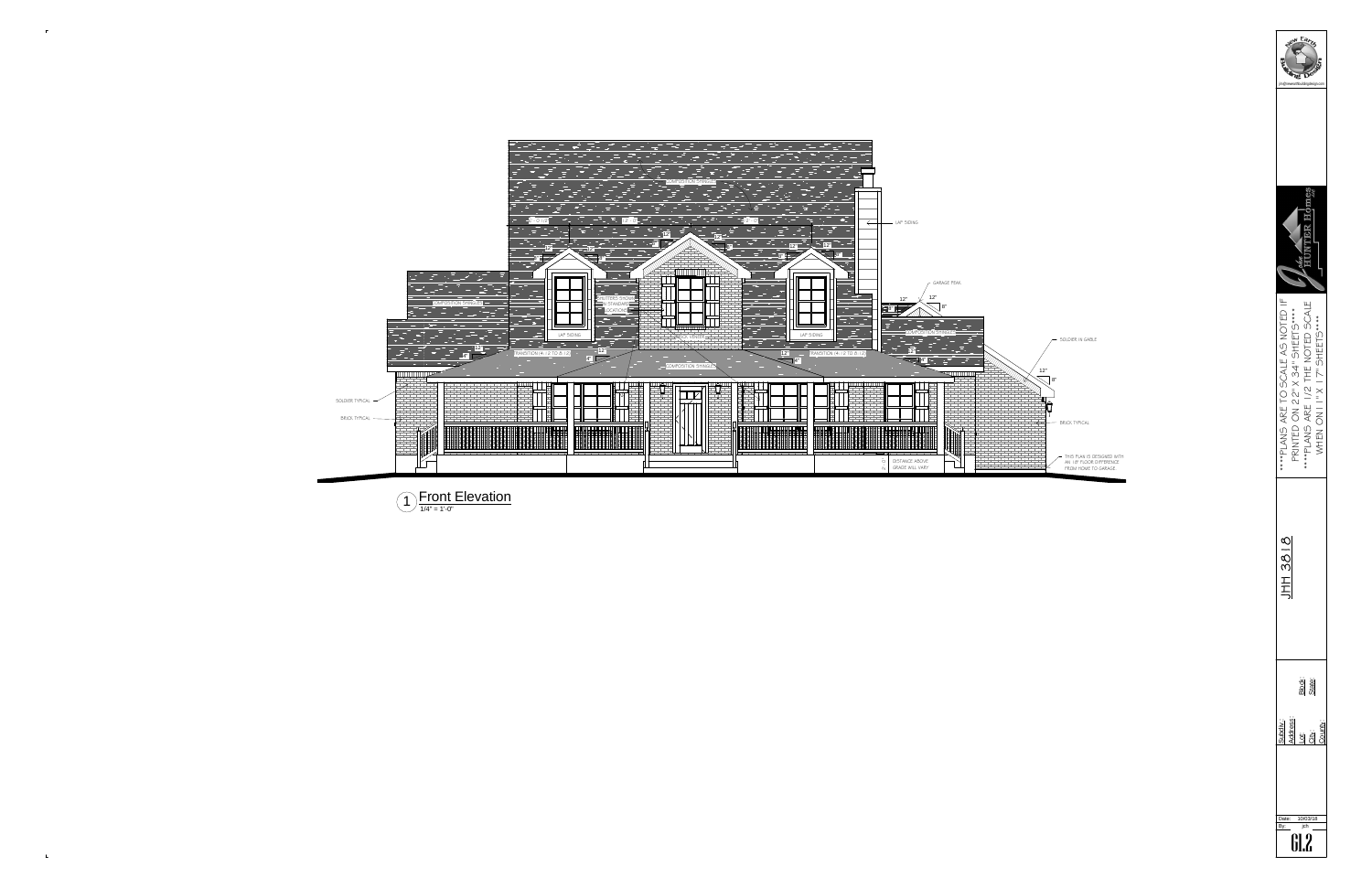COMPOSITION SHINGLES

LAP SIDING

GARAGE PEAK

SOLDIER IN GABLE

BRICK TYPICAL

SOLDIER TYPICAL

BRICK TYPICAL

SHUTTERS SHOWN IN STANDARD LOCATIONS

LAP SIDING

BRICK VENEER

LAP SIDING

TRANSITION (4:12 TO 8:12)

TRANSITION (4:12 TO 8:12)

COMPOSITION SHINGLES

THIS PLAN IS DESIGNED WITH AN 18" FLOOR DIFFERENCE FROM HOME TO GARAGE.

DISTANCE ABOVE GRADE WILL VARY

1 Front Elevation
1/4" = 1'-0"

***PLANS ARE TO SCALE AS NOTED IF PRINTED ON 22" X 34" SHEETS***
***PLANS ARE 1/2 THE NOTED SCALE WHEN ON 11" X 17" SHEETS***

JHH 3818

Subdiv:
Address:
Lot:
City:
County:
Block:
State:

Date: 10/03/18
By: jch

G1.2